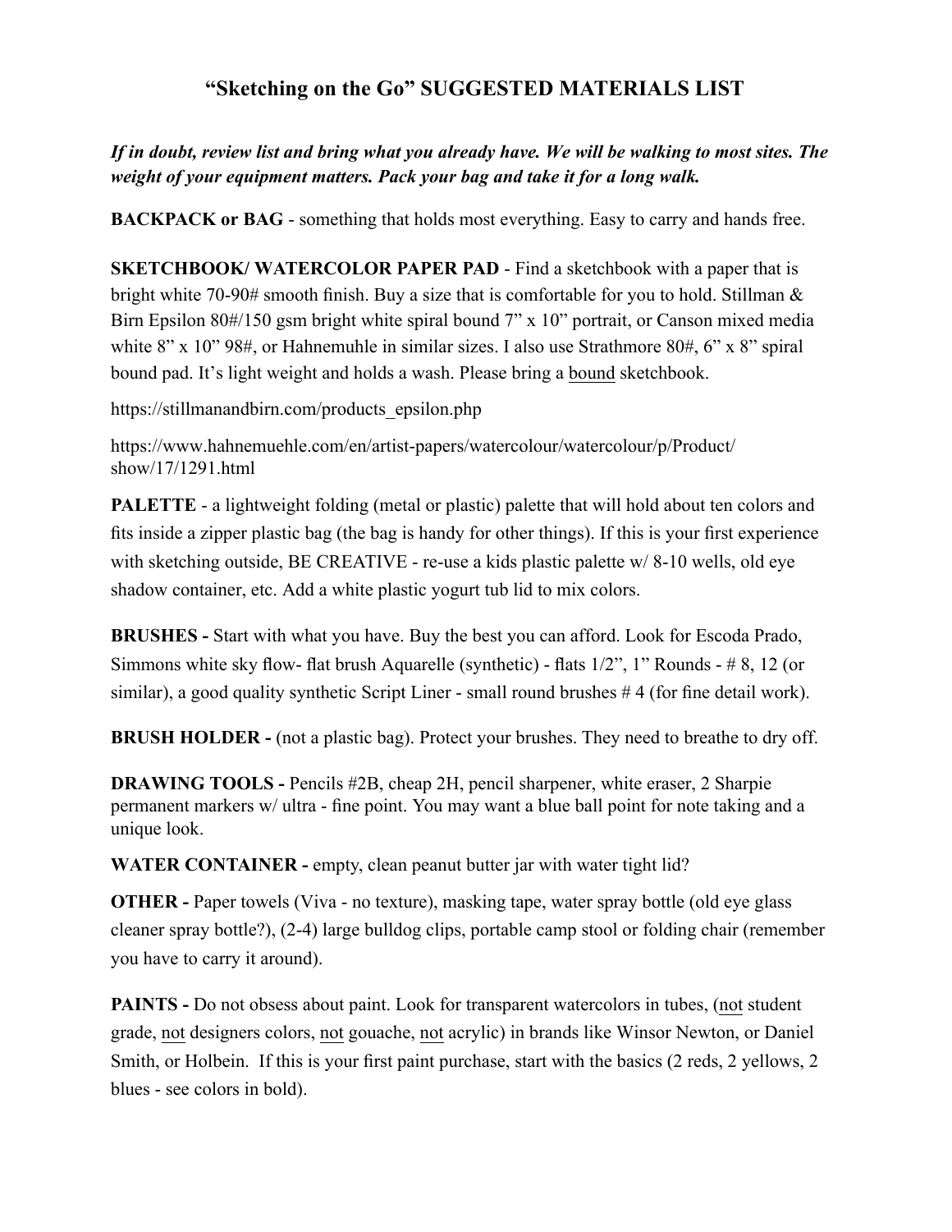# "Sketching on the Go" SUGGESTED MATERIALS LIST

***If in doubt, review list and bring what you already have. We will be walking to most sites. The weight of your equipment matters. Pack your bag and take it for a long walk.***

**BACKPACK or BAG** - something that holds most everything. Easy to carry and hands free.

**SKETCHBOOK/ WATERCOLOR PAPER PAD** - Find a sketchbook with a paper that is bright white 70-90# smooth finish. Buy a size that is comfortable for you to hold. Stillman & Birn Epsilon 80#/150 gsm bright white spiral bound 7" x 10" portrait, or Canson mixed media white 8" x 10" 98#, or Hahnemuhle in similar sizes. I also use Strathmore 80#, 6" x 8" spiral bound pad. It's light weight and holds a wash. Please bring a <u>bound</u> sketchbook.

https://stillmanandbirn.com/products_epsilon.php

https://www.hahnemuehle.com/en/artist-papers/watercolour/watercolour/p/Product/show/17/1291.html

**PALETTE** - a lightweight folding (metal or plastic) palette that will hold about ten colors and fits inside a zipper plastic bag (the bag is handy for other things). If this is your first experience with sketching outside, BE CREATIVE - re-use a kids plastic palette w/ 8-10 wells, old eye shadow container, etc. Add a white plastic yogurt tub lid to mix colors.

**BRUSHES -** Start with what you have. Buy the best you can afford. Look for Escoda Prado, Simmons white sky flow- flat brush Aquarelle (synthetic) - flats 1/2", 1" Rounds - # 8, 12 (or similar), a good quality synthetic Script Liner - small round brushes # 4 (for fine detail work).

**BRUSH HOLDER -** (not a plastic bag). Protect your brushes. They need to breathe to dry off.

**DRAWING TOOLS -** Pencils #2B, cheap 2H, pencil sharpener, white eraser, 2 Sharpie permanent markers w/ ultra - fine point. You may want a blue ball point for note taking and a unique look.

**WATER CONTAINER -** empty, clean peanut butter jar with water tight lid?

**OTHER -** Paper towels (Viva - no texture), masking tape, water spray bottle (old eye glass cleaner spray bottle?), (2-4) large bulldog clips, portable camp stool or folding chair (remember you have to carry it around).

**PAINTS -** Do not obsess about paint. Look for transparent watercolors in tubes, (<u>not</u> student grade, <u>not</u> designers colors, <u>not</u> gouache, <u>not</u> acrylic) in brands like Winsor Newton, or Daniel Smith, or Holbein. If this is your first paint purchase, start with the basics (2 reds, 2 yellows, 2 blues - see colors in bold).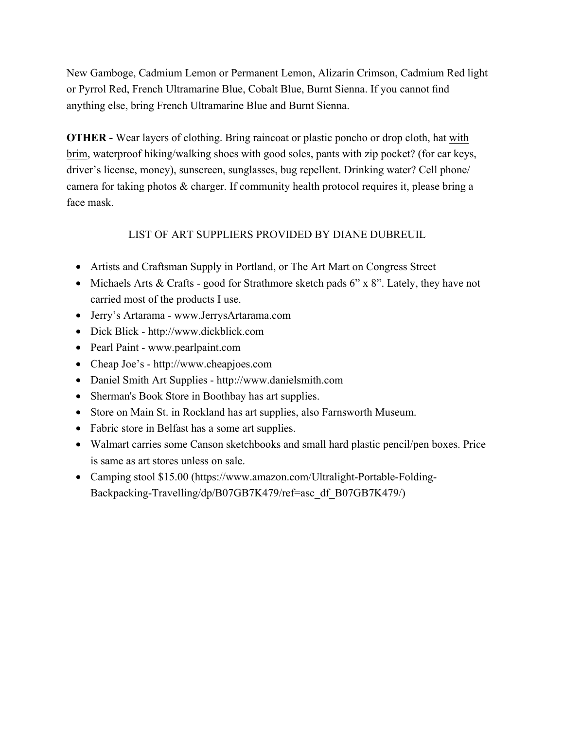New Gamboge, Cadmium Lemon or Permanent Lemon, Alizarin Crimson, Cadmium Red light or Pyrrol Red, French Ultramarine Blue, Cobalt Blue, Burnt Sienna. If you cannot find anything else, bring French Ultramarine Blue and Burnt Sienna.

**OTHER -** Wear layers of clothing. Bring raincoat or plastic poncho or drop cloth, hat with brim, waterproof hiking/walking shoes with good soles, pants with zip pocket? (for car keys, driver's license, money), sunscreen, sunglasses, bug repellent. Drinking water? Cell phone/camera for taking photos & charger. If community health protocol requires it, please bring a face mask.

LIST OF ART SUPPLIERS PROVIDED BY DIANE DUBREUIL

- Artists and Craftsman Supply in Portland, or The Art Mart on Congress Street
- Michaels Arts & Crafts - good for Strathmore sketch pads 6" x 8". Lately, they have not carried most of the products I use.
- Jerry's Artarama - www.JerrysArtarama.com
- Dick Blick - http://www.dickblick.com
- Pearl Paint - www.pearlpaint.com
- Cheap Joe's - http://www.cheapjoes.com
- Daniel Smith Art Supplies - http://www.danielsmith.com
- Sherman's Book Store in Boothbay has art supplies.
- Store on Main St. in Rockland has art supplies, also Farnsworth Museum.
- Fabric store in Belfast has a some art supplies.
- Walmart carries some Canson sketchbooks and small hard plastic pencil/pen boxes. Price is same as art stores unless on sale.
- Camping stool $15.00 (https://www.amazon.com/Ultralight-Portable-Folding-Backpacking-Travelling/dp/B07GB7K479/ref=asc_df_B07GB7K479/)